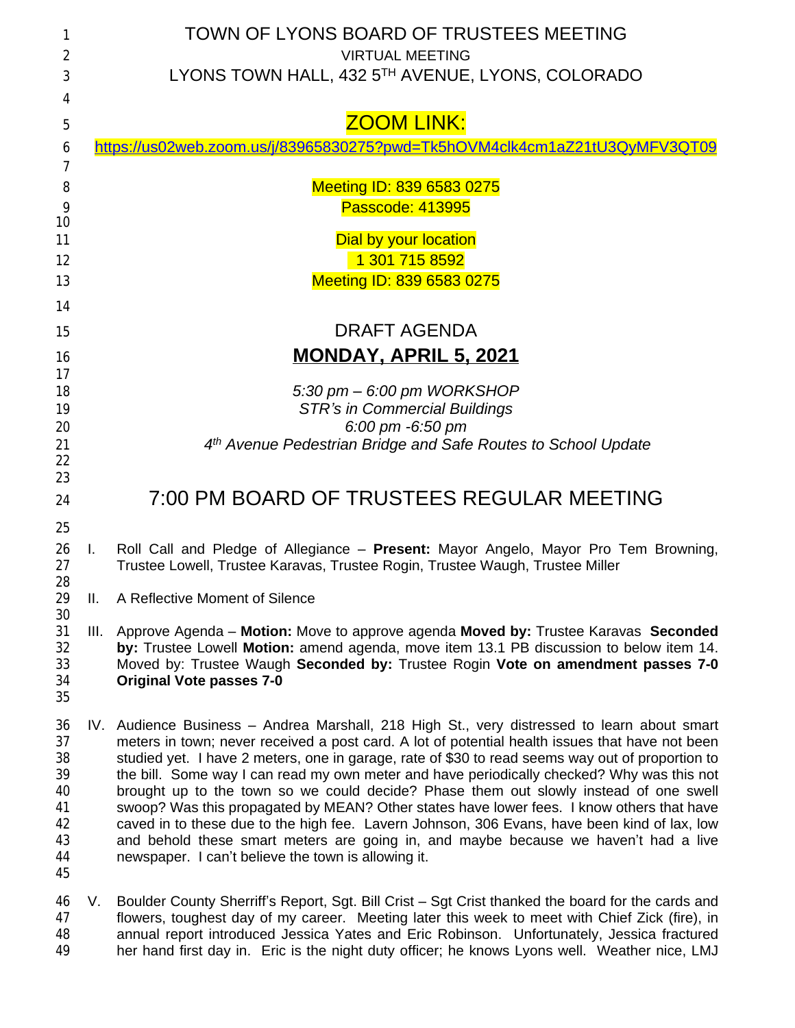# TOWN OF LYONS BOARD OF TRUSTEES MEETING

VIRTUAL MEETING

LYONS TOWN HALL, 432 5TH AVENUE, LYONS, COLORADO

ZOOM LINK:

https://us02web.zoom.us/j/83965830275?pwd=Tk5hOVM4clk4cm1aZ21tU3QyMFV3QT09

Meeting ID: 839 6583 0275

Passcode: 413995

Dial by your location

1 301 715 8592

Meeting ID: 839 6583 0275

DRAFT AGENDA

**MONDAY, APRIL 5, 2021**

*5:30 pm – 6:00 pm WORKSHOP*

*STR's in Commercial Buildings*

*6:00 pm -6:50 pm*

*4th Avenue Pedestrian Bridge and Safe Routes to School Update*

## 7:00 PM BOARD OF TRUSTEES REGULAR MEETING

I. Roll Call and Pledge of Allegiance – **Present:** Mayor Angelo, Mayor Pro Tem Browning, Trustee Lowell, Trustee Karavas, Trustee Rogin, Trustee Waugh, Trustee Miller

II. A Reflective Moment of Silence

III. Approve Agenda – **Motion:** Move to approve agenda **Moved by:** Trustee Karavas **Seconded by:** Trustee Lowell **Motion:** amend agenda, move item 13.1 PB discussion to below item 14. Moved by: Trustee Waugh **Seconded by:** Trustee Rogin **Vote on amendment passes 7-0 Original Vote passes 7-0**

IV. Audience Business – Andrea Marshall, 218 High St., very distressed to learn about smart meters in town; never received a post card. A lot of potential health issues that have not been studied yet. I have 2 meters, one in garage, rate of $30 to read seems way out of proportion to the bill. Some way I can read my own meter and have periodically checked? Why was this not brought up to the town so we could decide? Phase them out slowly instead of one swell swoop? Was this propagated by MEAN? Other states have lower fees. I know others that have caved in to these due to the high fee. Lavern Johnson, 306 Evans, have been kind of lax, low and behold these smart meters are going in, and maybe because we haven't had a live newspaper. I can't believe the town is allowing it.

V. Boulder County Sherriff's Report, Sgt. Bill Crist – Sgt Crist thanked the board for the cards and flowers, toughest day of my career. Meeting later this week to meet with Chief Zick (fire), in annual report introduced Jessica Yates and Eric Robinson. Unfortunately, Jessica fractured her hand first day in. Eric is the night duty officer; he knows Lyons well. Weather nice, LMJ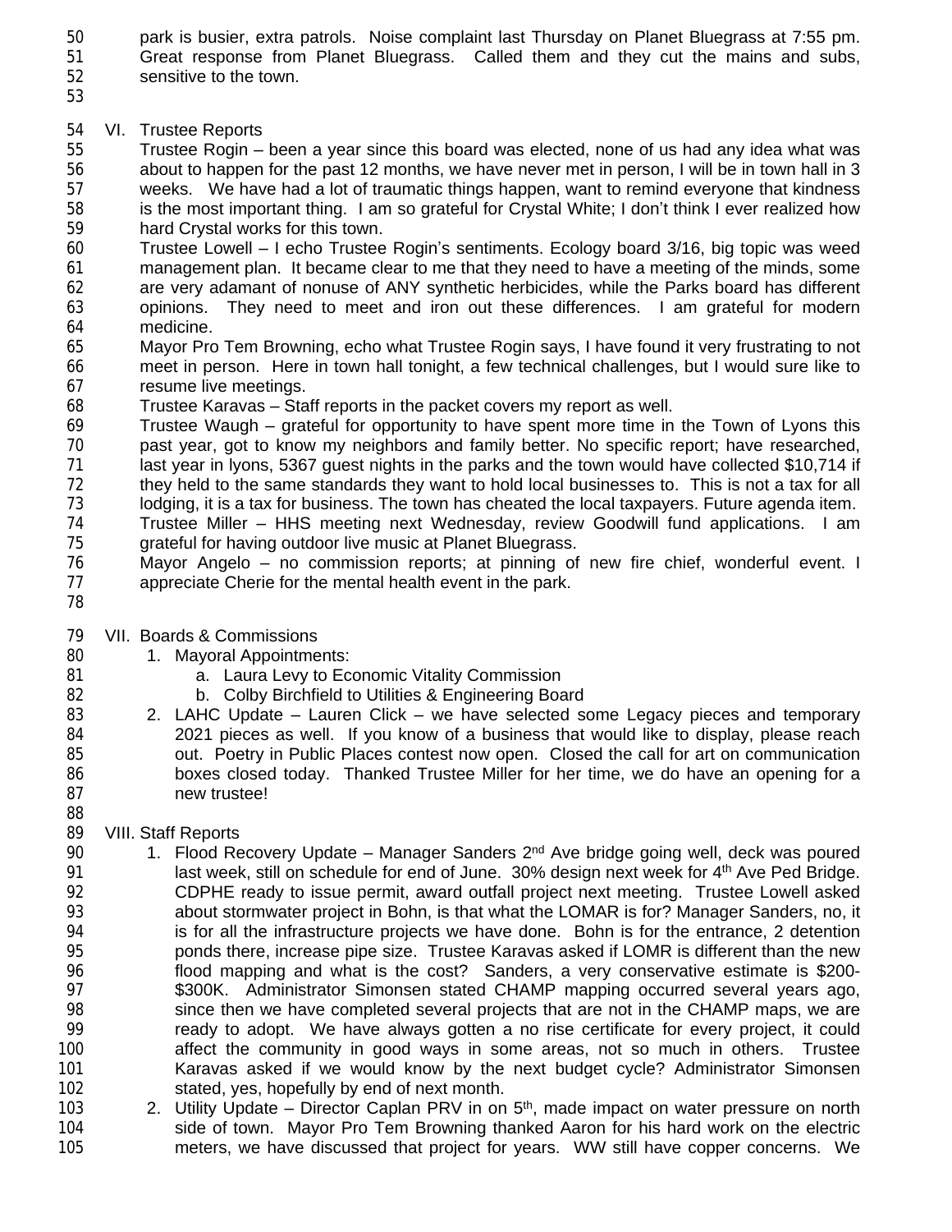park is busier, extra patrols. Noise complaint last Thursday on Planet Bluegrass at 7:55 pm. Great response from Planet Bluegrass. Called them and they cut the mains and subs, sensitive to the town.

VI. Trustee Reports

Trustee Rogin – been a year since this board was elected, none of us had any idea what was about to happen for the past 12 months, we have never met in person, I will be in town hall in 3 weeks. We have had a lot of traumatic things happen, want to remind everyone that kindness is the most important thing. I am so grateful for Crystal White; I don't think I ever realized how hard Crystal works for this town.

Trustee Lowell – I echo Trustee Rogin's sentiments. Ecology board 3/16, big topic was weed management plan. It became clear to me that they need to have a meeting of the minds, some are very adamant of nonuse of ANY synthetic herbicides, while the Parks board has different opinions. They need to meet and iron out these differences. I am grateful for modern medicine.

Mayor Pro Tem Browning, echo what Trustee Rogin says, I have found it very frustrating to not meet in person. Here in town hall tonight, a few technical challenges, but I would sure like to resume live meetings.

Trustee Karavas – Staff reports in the packet covers my report as well.

Trustee Waugh – grateful for opportunity to have spent more time in the Town of Lyons this past year, got to know my neighbors and family better. No specific report; have researched, last year in lyons, 5367 guest nights in the parks and the town would have collected $10,714 if they held to the same standards they want to hold local businesses to. This is not a tax for all lodging, it is a tax for business. The town has cheated the local taxpayers. Future agenda item.

Trustee Miller – HHS meeting next Wednesday, review Goodwill fund applications. I am grateful for having outdoor live music at Planet Bluegrass.

Mayor Angelo – no commission reports; at pinning of new fire chief, wonderful event. I appreciate Cherie for the mental health event in the park.

VII. Boards & Commissions

1. Mayoral Appointments:
   a. Laura Levy to Economic Vitality Commission
   b. Colby Birchfield to Utilities & Engineering Board
2. LAHC Update – Lauren Click – we have selected some Legacy pieces and temporary 2021 pieces as well. If you know of a business that would like to display, please reach out. Poetry in Public Places contest now open. Closed the call for art on communication boxes closed today. Thanked Trustee Miller for her time, we do have an opening for a new trustee!

VIII. Staff Reports

1. Flood Recovery Update – Manager Sanders 2nd Ave bridge going well, deck was poured last week, still on schedule for end of June. 30% design next week for 4th Ave Ped Bridge. CDPHE ready to issue permit, award outfall project next meeting. Trustee Lowell asked about stormwater project in Bohn, is that what the LOMAR is for? Manager Sanders, no, it is for all the infrastructure projects we have done. Bohn is for the entrance, 2 detention ponds there, increase pipe size. Trustee Karavas asked if LOMR is different than the new flood mapping and what is the cost? Sanders, a very conservative estimate is $200-$300K. Administrator Simonsen stated CHAMP mapping occurred several years ago, since then we have completed several projects that are not in the CHAMP maps, we are ready to adopt. We have always gotten a no rise certificate for every project, it could affect the community in good ways in some areas, not so much in others. Trustee Karavas asked if we would know by the next budget cycle? Administrator Simonsen stated, yes, hopefully by end of next month.
2. Utility Update – Director Caplan PRV in on 5th, made impact on water pressure on north side of town. Mayor Pro Tem Browning thanked Aaron for his hard work on the electric meters, we have discussed that project for years. WW still have copper concerns. We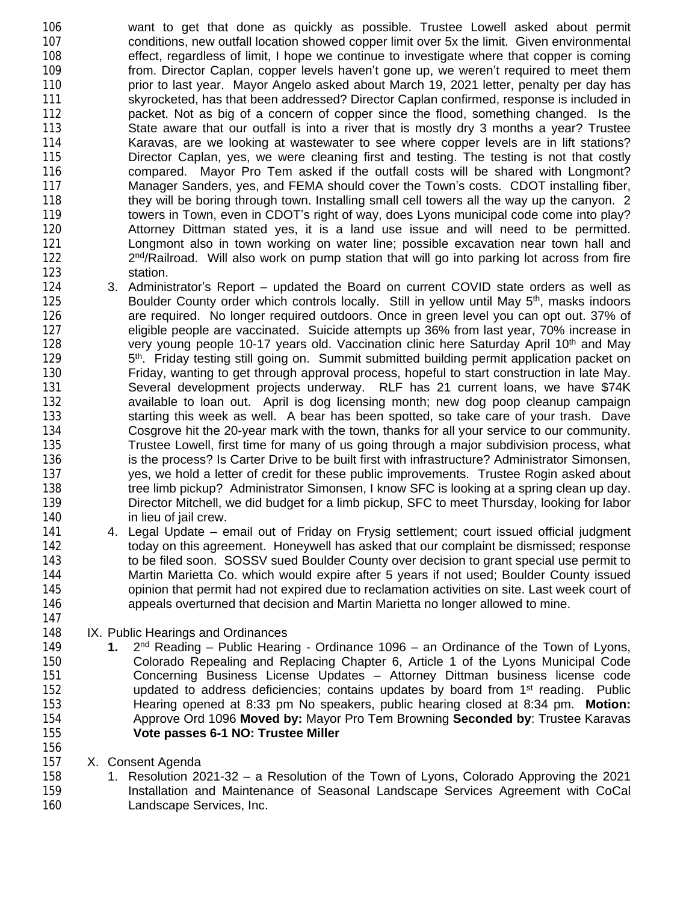want to get that done as quickly as possible. Trustee Lowell asked about permit conditions, new outfall location showed copper limit over 5x the limit. Given environmental effect, regardless of limit, I hope we continue to investigate where that copper is coming from. Director Caplan, copper levels haven't gone up, we weren't required to meet them prior to last year. Mayor Angelo asked about March 19, 2021 letter, penalty per day has skyrocketed, has that been addressed? Director Caplan confirmed, response is included in packet. Not as big of a concern of copper since the flood, something changed. Is the State aware that our outfall is into a river that is mostly dry 3 months a year? Trustee Karavas, are we looking at wastewater to see where copper levels are in lift stations? Director Caplan, yes, we were cleaning first and testing. The testing is not that costly compared. Mayor Pro Tem asked if the outfall costs will be shared with Longmont? Manager Sanders, yes, and FEMA should cover the Town's costs. CDOT installing fiber, they will be boring through town. Installing small cell towers all the way up the canyon. 2 towers in Town, even in CDOT's right of way, does Lyons municipal code come into play? Attorney Dittman stated yes, it is a land use issue and will need to be permitted. Longmont also in town working on water line; possible excavation near town hall and 2nd/Railroad. Will also work on pump station that will go into parking lot across from fire station.

3. Administrator's Report – updated the Board on current COVID state orders as well as Boulder County order which controls locally. Still in yellow until May 5th, masks indoors are required. No longer required outdoors. Once in green level you can opt out. 37% of eligible people are vaccinated. Suicide attempts up 36% from last year, 70% increase in very young people 10-17 years old. Vaccination clinic here Saturday April 10th and May 5th. Friday testing still going on. Summit submitted building permit application packet on Friday, wanting to get through approval process, hopeful to start construction in late May. Several development projects underway. RLF has 21 current loans, we have $74K available to loan out. April is dog licensing month; new dog poop cleanup campaign starting this week as well. A bear has been spotted, so take care of your trash. Dave Cosgrove hit the 20-year mark with the town, thanks for all your service to our community. Trustee Lowell, first time for many of us going through a major subdivision process, what is the process? Is Carter Drive to be built first with infrastructure? Administrator Simonsen, yes, we hold a letter of credit for these public improvements. Trustee Rogin asked about tree limb pickup? Administrator Simonsen, I know SFC is looking at a spring clean up day. Director Mitchell, we did budget for a limb pickup, SFC to meet Thursday, looking for labor in lieu of jail crew.

4. Legal Update – email out of Friday on Frysig settlement; court issued official judgment today on this agreement. Honeywell has asked that our complaint be dismissed; response to be filed soon. SOSSV sued Boulder County over decision to grant special use permit to Martin Marietta Co. which would expire after 5 years if not used; Boulder County issued opinion that permit had not expired due to reclamation activities on site. Last week court of appeals overturned that decision and Martin Marietta no longer allowed to mine.

IX. Public Hearings and Ordinances

**1.** 2nd Reading – Public Hearing - Ordinance 1096 – an Ordinance of the Town of Lyons, Colorado Repealing and Replacing Chapter 6, Article 1 of the Lyons Municipal Code Concerning Business License Updates – Attorney Dittman business license code updated to address deficiencies; contains updates by board from 1st reading. Public Hearing opened at 8:33 pm No speakers, public hearing closed at 8:34 pm. **Motion:** Approve Ord 1096 **Moved by:** Mayor Pro Tem Browning **Seconded by**: Trustee Karavas **Vote passes 6-1 NO: Trustee Miller**

X. Consent Agenda

1. Resolution 2021-32 – a Resolution of the Town of Lyons, Colorado Approving the 2021 Installation and Maintenance of Seasonal Landscape Services Agreement with CoCal Landscape Services, Inc.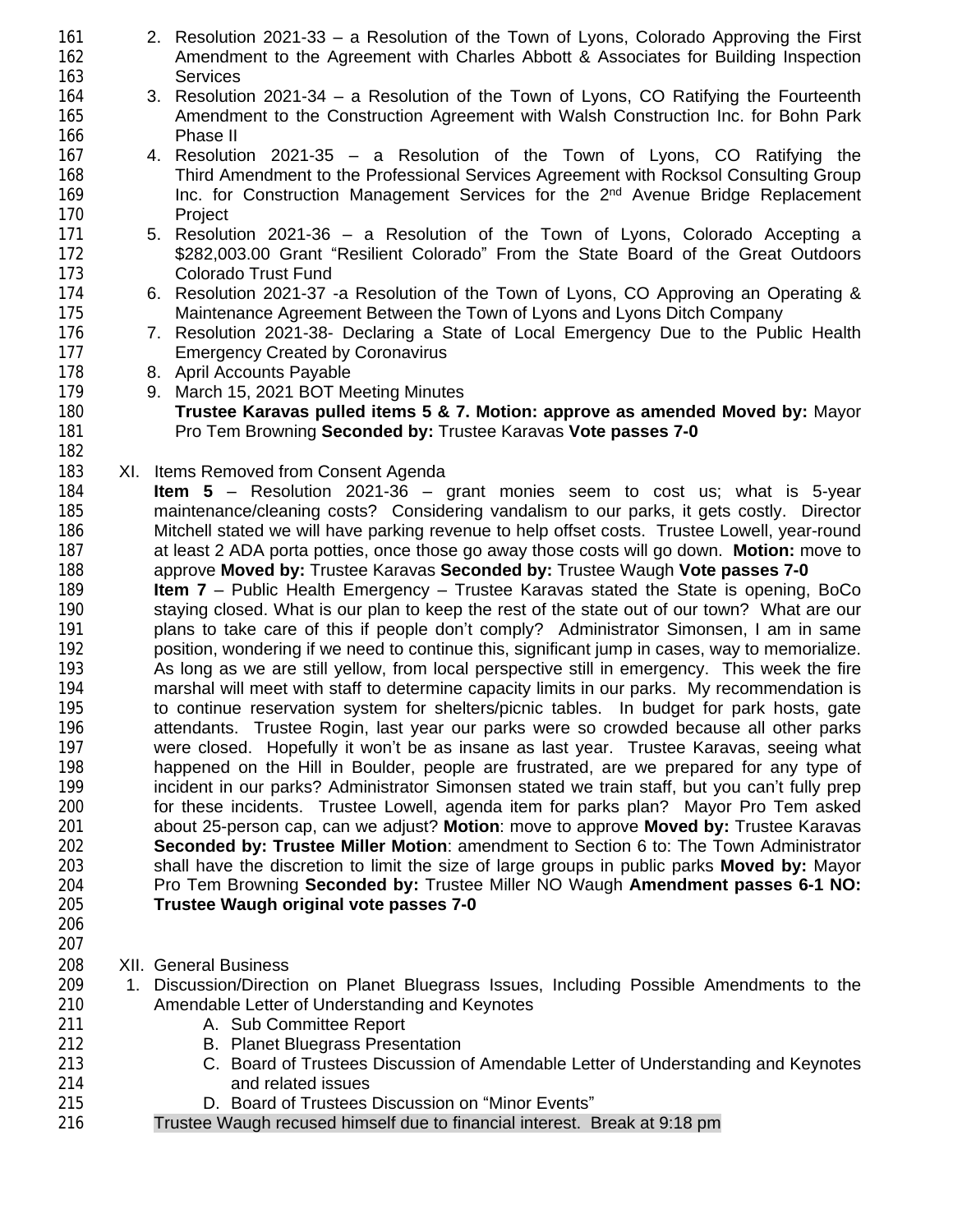2. Resolution 2021-33 – a Resolution of the Town of Lyons, Colorado Approving the First Amendment to the Agreement with Charles Abbott & Associates for Building Inspection Services
3. Resolution 2021-34 – a Resolution of the Town of Lyons, CO Ratifying the Fourteenth Amendment to the Construction Agreement with Walsh Construction Inc. for Bohn Park Phase II
4. Resolution 2021-35 – a Resolution of the Town of Lyons, CO Ratifying the Third Amendment to the Professional Services Agreement with Rocksol Consulting Group Inc. for Construction Management Services for the 2nd Avenue Bridge Replacement Project
5. Resolution 2021-36 – a Resolution of the Town of Lyons, Colorado Accepting a $282,003.00 Grant "Resilient Colorado" From the State Board of the Great Outdoors Colorado Trust Fund
6. Resolution 2021-37 -a Resolution of the Town of Lyons, CO Approving an Operating & Maintenance Agreement Between the Town of Lyons and Lyons Ditch Company
7. Resolution 2021-38- Declaring a State of Local Emergency Due to the Public Health Emergency Created by Coronavirus
8. April Accounts Payable
9. March 15, 2021 BOT Meeting Minutes

**Trustee Karavas pulled items 5 & 7. Motion: approve as amended Moved by:** Mayor Pro Tem Browning **Seconded by:** Trustee Karavas **Vote passes 7-0**

XI. Items Removed from Consent Agenda

**Item 5** – Resolution 2021-36 – grant monies seem to cost us; what is 5-year maintenance/cleaning costs? Considering vandalism to our parks, it gets costly. Director Mitchell stated we will have parking revenue to help offset costs. Trustee Lowell, year-round at least 2 ADA porta potties, once those go away those costs will go down. **Motion:** move to approve **Moved by:** Trustee Karavas **Seconded by:** Trustee Waugh **Vote passes 7-0**

**Item 7** – Public Health Emergency – Trustee Karavas stated the State is opening, BoCo staying closed. What is our plan to keep the rest of the state out of our town? What are our plans to take care of this if people don't comply? Administrator Simonsen, I am in same position, wondering if we need to continue this, significant jump in cases, way to memorialize. As long as we are still yellow, from local perspective still in emergency. This week the fire marshal will meet with staff to determine capacity limits in our parks. My recommendation is to continue reservation system for shelters/picnic tables. In budget for park hosts, gate attendants. Trustee Rogin, last year our parks were so crowded because all other parks were closed. Hopefully it won't be as insane as last year. Trustee Karavas, seeing what happened on the Hill in Boulder, people are frustrated, are we prepared for any type of incident in our parks? Administrator Simonsen stated we train staff, but you can't fully prep for these incidents. Trustee Lowell, agenda item for parks plan? Mayor Pro Tem asked about 25-person cap, can we adjust? **Motion**: move to approve **Moved by:** Trustee Karavas **Seconded by: Trustee Miller Motion**: amendment to Section 6 to: The Town Administrator shall have the discretion to limit the size of large groups in public parks **Moved by:** Mayor Pro Tem Browning **Seconded by:** Trustee Miller NO Waugh **Amendment passes 6-1 NO: Trustee Waugh original vote passes 7-0**

XII. General Business

1. Discussion/Direction on Planet Bluegrass Issues, Including Possible Amendments to the Amendable Letter of Understanding and Keynotes
   - A. Sub Committee Report
   - B. Planet Bluegrass Presentation
   - C. Board of Trustees Discussion of Amendable Letter of Understanding and Keynotes and related issues
   - D. Board of Trustees Discussion on "Minor Events"

Trustee Waugh recused himself due to financial interest. Break at 9:18 pm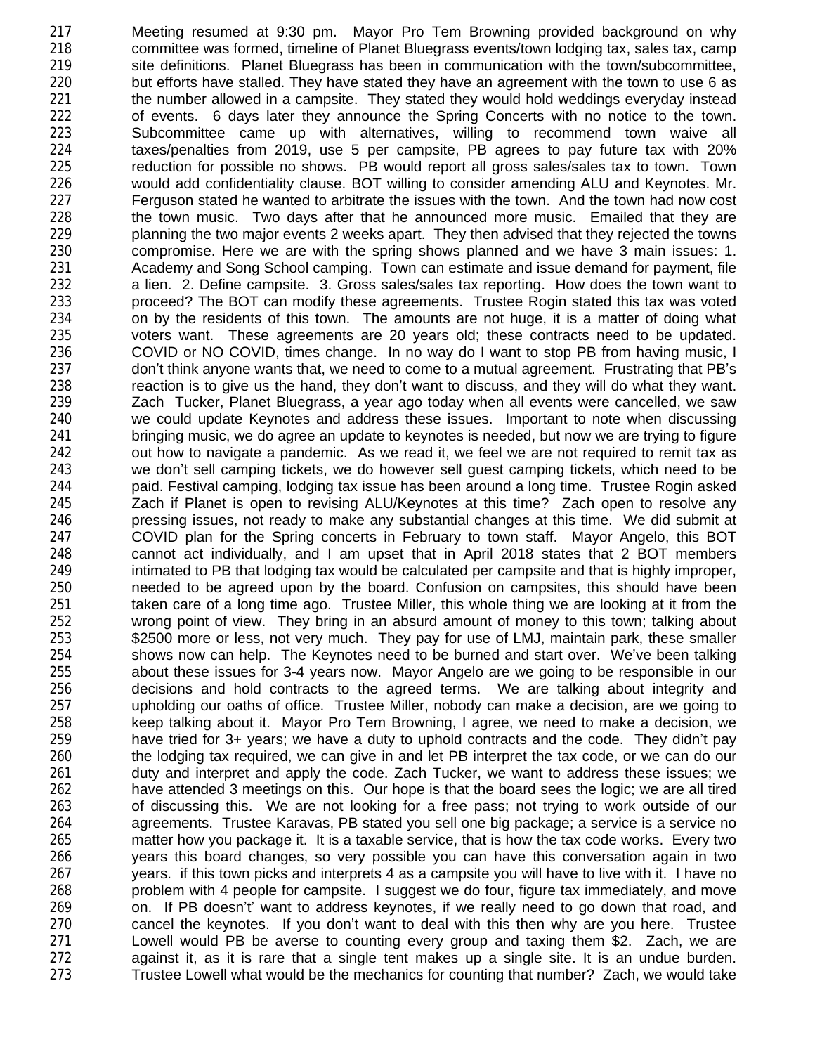Meeting resumed at 9:30 pm. Mayor Pro Tem Browning provided background on why committee was formed, timeline of Planet Bluegrass events/town lodging tax, sales tax, camp site definitions. Planet Bluegrass has been in communication with the town/subcommittee, but efforts have stalled. They have stated they have an agreement with the town to use 6 as the number allowed in a campsite. They stated they would hold weddings everyday instead of events. 6 days later they announce the Spring Concerts with no notice to the town. Subcommittee came up with alternatives, willing to recommend town waive all taxes/penalties from 2019, use 5 per campsite, PB agrees to pay future tax with 20% reduction for possible no shows. PB would report all gross sales/sales tax to town. Town would add confidentiality clause. BOT willing to consider amending ALU and Keynotes. Mr. Ferguson stated he wanted to arbitrate the issues with the town. And the town had now cost the town music. Two days after that he announced more music. Emailed that they are planning the two major events 2 weeks apart. They then advised that they rejected the towns compromise. Here we are with the spring shows planned and we have 3 main issues: 1. Academy and Song School camping. Town can estimate and issue demand for payment, file a lien. 2. Define campsite. 3. Gross sales/sales tax reporting. How does the town want to proceed? The BOT can modify these agreements. Trustee Rogin stated this tax was voted on by the residents of this town. The amounts are not huge, it is a matter of doing what voters want. These agreements are 20 years old; these contracts need to be updated. COVID or NO COVID, times change. In no way do I want to stop PB from having music, I don't think anyone wants that, we need to come to a mutual agreement. Frustrating that PB's reaction is to give us the hand, they don't want to discuss, and they will do what they want. Zach Tucker, Planet Bluegrass, a year ago today when all events were cancelled, we saw we could update Keynotes and address these issues. Important to note when discussing bringing music, we do agree an update to keynotes is needed, but now we are trying to figure out how to navigate a pandemic. As we read it, we feel we are not required to remit tax as we don't sell camping tickets, we do however sell guest camping tickets, which need to be paid. Festival camping, lodging tax issue has been around a long time. Trustee Rogin asked Zach if Planet is open to revising ALU/Keynotes at this time? Zach open to resolve any pressing issues, not ready to make any substantial changes at this time. We did submit at COVID plan for the Spring concerts in February to town staff. Mayor Angelo, this BOT cannot act individually, and I am upset that in April 2018 states that 2 BOT members intimated to PB that lodging tax would be calculated per campsite and that is highly improper, needed to be agreed upon by the board. Confusion on campsites, this should have been taken care of a long time ago. Trustee Miller, this whole thing we are looking at it from the wrong point of view. They bring in an absurd amount of money to this town; talking about $2500 more or less, not very much. They pay for use of LMJ, maintain park, these smaller shows now can help. The Keynotes need to be burned and start over. We've been talking about these issues for 3-4 years now. Mayor Angelo are we going to be responsible in our decisions and hold contracts to the agreed terms. We are talking about integrity and upholding our oaths of office. Trustee Miller, nobody can make a decision, are we going to keep talking about it. Mayor Pro Tem Browning, I agree, we need to make a decision, we have tried for 3+ years; we have a duty to uphold contracts and the code. They didn't pay the lodging tax required, we can give in and let PB interpret the tax code, or we can do our duty and interpret and apply the code. Zach Tucker, we want to address these issues; we have attended 3 meetings on this. Our hope is that the board sees the logic; we are all tired of discussing this. We are not looking for a free pass; not trying to work outside of our agreements. Trustee Karavas, PB stated you sell one big package; a service is a service no matter how you package it. It is a taxable service, that is how the tax code works. Every two years this board changes, so very possible you can have this conversation again in two years. if this town picks and interprets 4 as a campsite you will have to live with it. I have no problem with 4 people for campsite. I suggest we do four, figure tax immediately, and move on. If PB doesn't' want to address keynotes, if we really need to go down that road, and cancel the keynotes. If you don't want to deal with this then why are you here. Trustee Lowell would PB be averse to counting every group and taxing them $2. Zach, we are against it, as it is rare that a single tent makes up a single site. It is an undue burden. Trustee Lowell what would be the mechanics for counting that number? Zach, we would take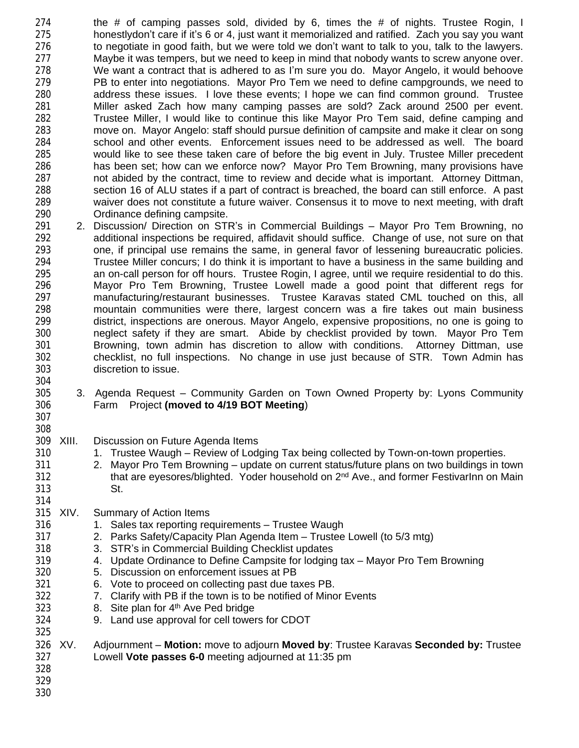the # of camping passes sold, divided by 6, times the # of nights. Trustee Rogin, I honestlydon't care if it's 6 or 4, just want it memorialized and ratified. Zach you say you want to negotiate in good faith, but we were told we don't want to talk to you, talk to the lawyers. Maybe it was tempers, but we need to keep in mind that nobody wants to screw anyone over. We want a contract that is adhered to as I'm sure you do. Mayor Angelo, it would behoove PB to enter into negotiations. Mayor Pro Tem we need to define campgrounds, we need to address these issues. I love these events; I hope we can find common ground. Trustee Miller asked Zach how many camping passes are sold? Zack around 2500 per event. Trustee Miller, I would like to continue this like Mayor Pro Tem said, define camping and move on. Mayor Angelo: staff should pursue definition of campsite and make it clear on song school and other events. Enforcement issues need to be addressed as well. The board would like to see these taken care of before the big event in July. Trustee Miller precedent has been set; how can we enforce now? Mayor Pro Tem Browning, many provisions have not abided by the contract, time to review and decide what is important. Attorney Dittman, section 16 of ALU states if a part of contract is breached, the board can still enforce. A past waiver does not constitute a future waiver. Consensus it to move to next meeting, with draft Ordinance defining campsite.

2. Discussion/ Direction on STR's in Commercial Buildings – Mayor Pro Tem Browning, no additional inspections be required, affidavit should suffice. Change of use, not sure on that one, if principal use remains the same, in general favor of lessening bureaucratic policies. Trustee Miller concurs; I do think it is important to have a business in the same building and an on-call person for off hours. Trustee Rogin, I agree, until we require residential to do this. Mayor Pro Tem Browning, Trustee Lowell made a good point that different regs for manufacturing/restaurant businesses. Trustee Karavas stated CML touched on this, all mountain communities were there, largest concern was a fire takes out main business district, inspections are onerous. Mayor Angelo, expensive propositions, no one is going to neglect safety if they are smart. Abide by checklist provided by town. Mayor Pro Tem Browning, town admin has discretion to allow with conditions. Attorney Dittman, use checklist, no full inspections. No change in use just because of STR. Town Admin has discretion to issue.

3. Agenda Request – Community Garden on Town Owned Property by: Lyons Community Farm Project **(moved to 4/19 BOT Meeting)**

XIII. Discussion on Future Agenda Items

1. Trustee Waugh – Review of Lodging Tax being collected by Town-on-town properties.
2. Mayor Pro Tem Browning – update on current status/future plans on two buildings in town that are eyesores/blighted. Yoder household on 2nd Ave., and former FestivarInn on Main St.

XIV. Summary of Action Items

1. Sales tax reporting requirements – Trustee Waugh
2. Parks Safety/Capacity Plan Agenda Item – Trustee Lowell (to 5/3 mtg)
3. STR's in Commercial Building Checklist updates
4. Update Ordinance to Define Campsite for lodging tax – Mayor Pro Tem Browning
5. Discussion on enforcement issues at PB
6. Vote to proceed on collecting past due taxes PB.
7. Clarify with PB if the town is to be notified of Minor Events
8. Site plan for 4th Ave Ped bridge
9. Land use approval for cell towers for CDOT

XV. Adjournment – **Motion:** move to adjourn **Moved by**: Trustee Karavas **Seconded by:** Trustee Lowell **Vote passes 6-0** meeting adjourned at 11:35 pm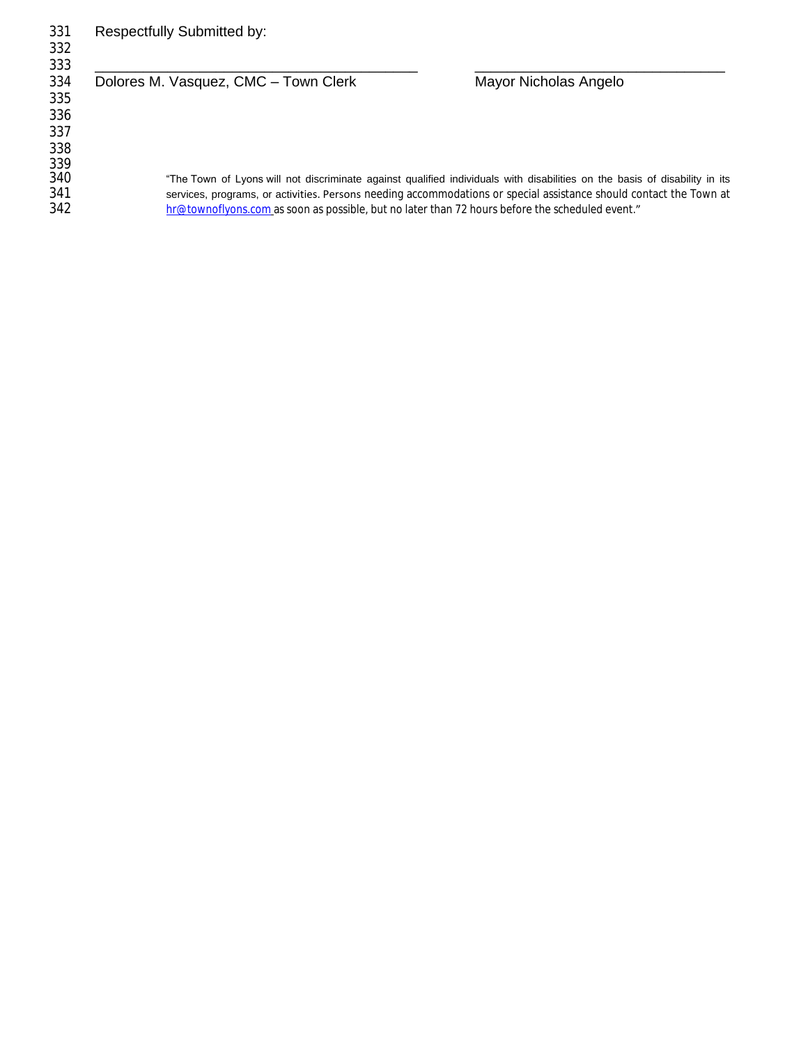Respectfully Submitted by:

\_\_\_\_\_\_\_\_\_\_\_\_\_\_\_\_\_\_\_\_\_\_\_\_\_\_\_\_\_\_\_\_\_\_\_\_ \_\_\_\_\_\_\_\_\_\_\_\_\_\_\_\_\_\_\_\_\_\_\_\_\_\_\_\_\_\_\_\_\_\_\_\_

Dolores M. Vasquez, CMC – Town Clerk Mayor Nicholas Angelo

"The Town of Lyons will not discriminate against qualified individuals with disabilities on the basis of disability in its services, programs, or activities. Persons needing accommodations or special assistance should contact the Town at hr@townoflyons.com as soon as possible, but no later than 72 hours before the scheduled event."